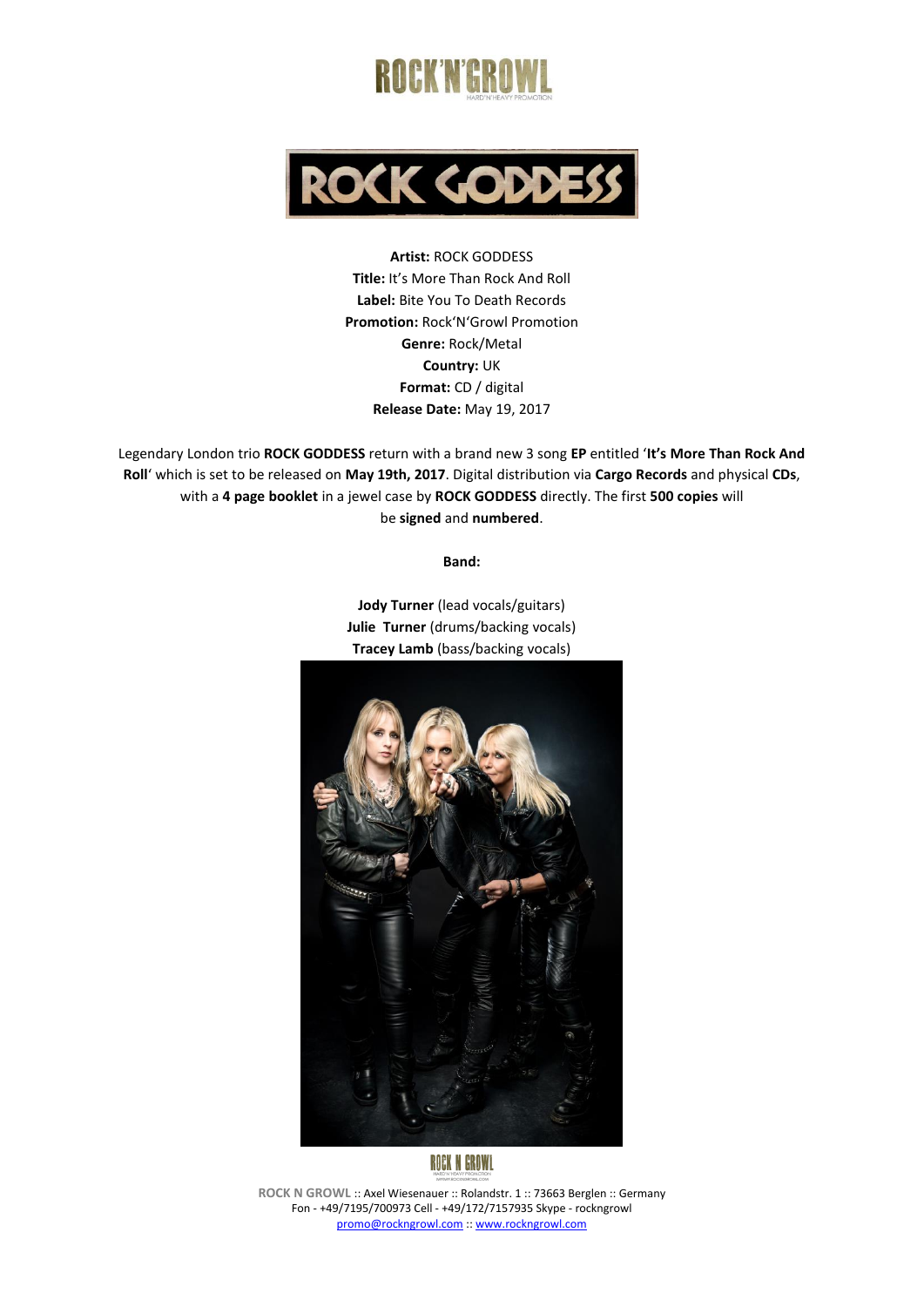# ROCK'N'GROWL

HARD'N'HEAVY PROMOTION

# ROCK GODDESS

**Artist:** ROCK GODDESS
**Title:** It's More Than Rock And Roll
**Label:** Bite You To Death Records
**Promotion:** Rock'N'Growl Promotion
**Genre:** Rock/Metal
**Country:** UK
**Format:** CD / digital
**Release Date:** May 19, 2017

Legendary London trio **ROCK GODDESS** return with a brand new 3 song **EP** entitled '**It's More Than Rock And Roll**' which is set to be released on **May 19th, 2017**. Digital distribution via **Cargo Records** and physical **CDs**, with a **4 page booklet** in a jewel case by **ROCK GODDESS** directly. The first **500 copies** will be **signed** and **numbered**.

**Band:**

**Jody Turner** (lead vocals/guitars)
**Julie Turner** (drums/backing vocals)
**Tracey Lamb** (bass/backing vocals)

ROCK N GROWL :: Axel Wiesenauer :: Rolandstr. 1 :: 73663 Berglen :: Germany
Fon - +49/7195/700973 Cell - +49/172/7157935 Skype - rockngrowl
promo@rockngrowl.com :: www.rockngrowl.com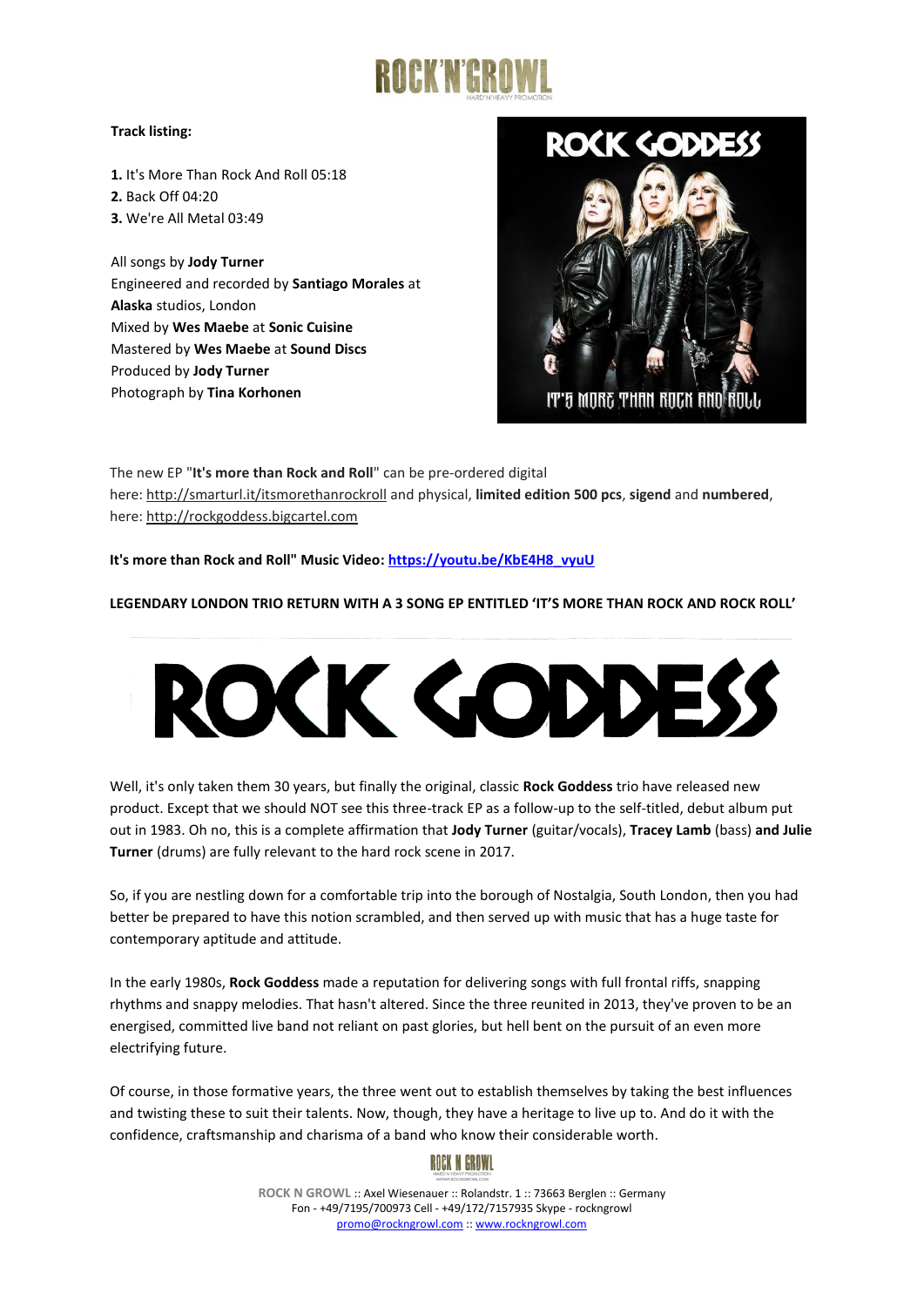**Track listing:**

**1.** It's More Than Rock And Roll 05:18
**2.** Back Off 04:20
**3.** We're All Metal 03:49

All songs by **Jody Turner**
Engineered and recorded by **Santiago Morales** at **Alaska** studios, London
Mixed by **Wes Maebe** at **Sonic Cuisine**
Mastered by **Wes Maebe** at **Sound Discs**
Produced by **Jody Turner**
Photograph by **Tina Korhonen**

The new EP "**It's more than Rock and Roll**" can be pre-ordered digital here: http://smarturl.it/itsmorethanrockroll and physical, **limited edition 500 pcs**, **sigend** and **numbered**, here: http://rockgoddess.bigcartel.com

**It's more than Rock and Roll" Music Video: https://youtu.be/KbE4H8_vyuU**

**LEGENDARY LONDON TRIO RETURN WITH A 3 SONG EP ENTITLED 'IT'S MORE THAN ROCK AND ROCK ROLL'**

# ROCK GODDESS

Well, it's only taken them 30 years, but finally the original, classic **Rock Goddess** trio have released new product. Except that we should NOT see this three-track EP as a follow-up to the self-titled, debut album put out in 1983. Oh no, this is a complete affirmation that **Jody Turner** (guitar/vocals), **Tracey Lamb** (bass) **and Julie Turner** (drums) are fully relevant to the hard rock scene in 2017.

So, if you are nestling down for a comfortable trip into the borough of Nostalgia, South London, then you had better be prepared to have this notion scrambled, and then served up with music that has a huge taste for contemporary aptitude and attitude.

In the early 1980s, **Rock Goddess** made a reputation for delivering songs with full frontal riffs, snapping rhythms and snappy melodies. That hasn't altered. Since the three reunited in 2013, they've proven to be an energised, committed live band not reliant on past glories, but hell bent on the pursuit of an even more electrifying future.

Of course, in those formative years, the three went out to establish themselves by taking the best influences and twisting these to suit their talents. Now, though, they have a heritage to live up to. And do it with the confidence, craftsmanship and charisma of a band who know their considerable worth.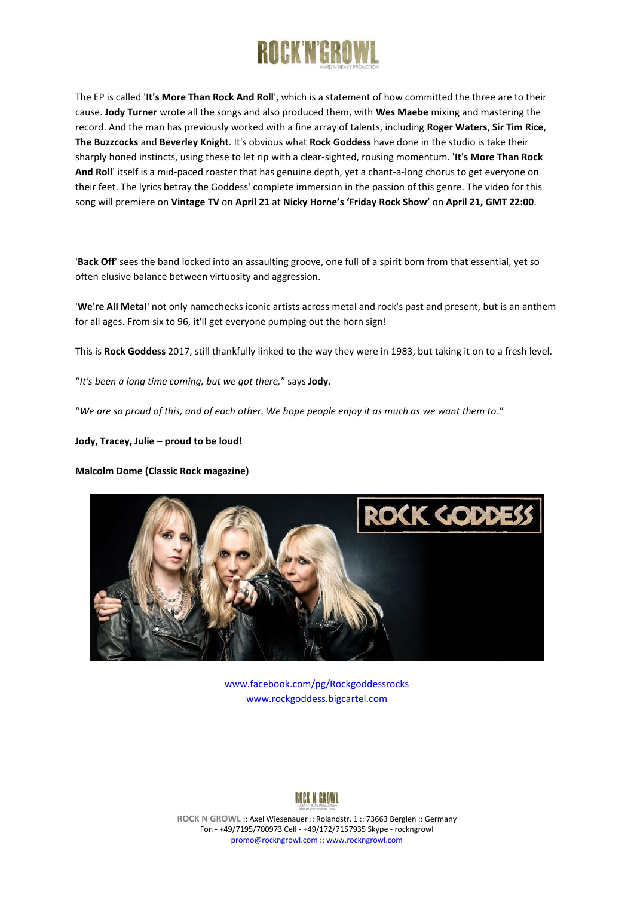The EP is called '**It's More Than Rock And Roll**', which is a statement of how committed the three are to their cause. **Jody Turner** wrote all the songs and also produced them, with **Wes Maebe** mixing and mastering the record. And the man has previously worked with a fine array of talents, including **Roger Waters**, **Sir Tim Rice**, **The Buzzcocks** and **Beverley Knight**. It's obvious what **Rock Goddess** have done in the studio is take their sharply honed instincts, using these to let rip with a clear-sighted, rousing momentum. '**It's More Than Rock And Roll**' itself is a mid-paced roaster that has genuine depth, yet a chant-a-long chorus to get everyone on their feet. The lyrics betray the Goddess' complete immersion in the passion of this genre. The video for this song will premiere on **Vintage TV** on **April 21** at **Nicky Horne's 'Friday Rock Show'** on **April 21, GMT 22:00**.

'**Back Off**' sees the band locked into an assaulting groove, one full of a spirit born from that essential, yet so often elusive balance between virtuosity and aggression.

'**We're All Metal**' not only namechecks iconic artists across metal and rock's past and present, but is an anthem for all ages. From six to 96, it'll get everyone pumping out the horn sign!

This is **Rock Goddess** 2017, still thankfully linked to the way they were in 1983, but taking it on to a fresh level.

"*It's been a long time coming, but we got there,*" says **Jody**.

"*We are so proud of this, and of each other. We hope people enjoy it as much as we want them to*."

**Jody, Tracey, Julie – proud to be loud!**

**Malcolm Dome (Classic Rock magazine)**

www.facebook.com/pg/Rockgoddessrocks
www.rockgoddess.bigcartel.com

ROCK N GROWL :: Axel Wiesenauer :: Rolandstr. 1 :: 73663 Berglen :: Germany
Fon - +49/7195/700973 Cell - +49/172/7157935 Skype - rockngrowl
promo@rockngrowl.com :: www.rockngrowl.com